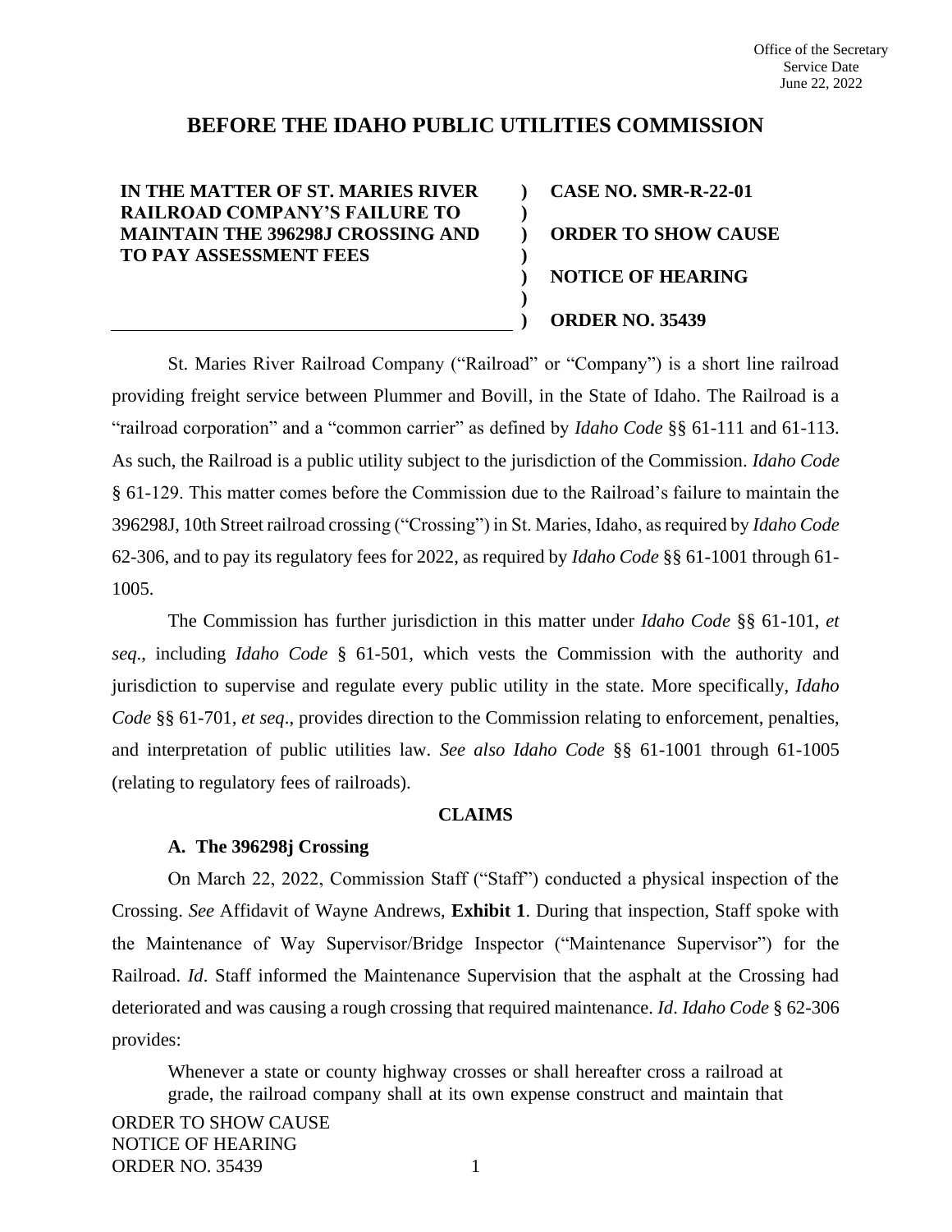Office of the Secretary
Service Date
June 22, 2022

# BEFORE THE IDAHO PUBLIC UTILITIES COMMISSION

| | |
|---|---|
| **IN THE MATTER OF ST. MARIES RIVER RAILROAD COMPANY'S FAILURE TO MAINTAIN THE 396298J CROSSING AND TO PAY ASSESSMENT FEES** | **CASE NO. SMR-R-22-01**<br><br>**ORDER TO SHOW CAUSE**<br><br>**NOTICE OF HEARING**<br><br>**ORDER NO. 35439** |

St. Maries River Railroad Company ("Railroad" or "Company") is a short line railroad providing freight service between Plummer and Bovill, in the State of Idaho. The Railroad is a "railroad corporation" and a "common carrier" as defined by *Idaho Code* §§ 61-111 and 61-113. As such, the Railroad is a public utility subject to the jurisdiction of the Commission. *Idaho Code* § 61-129. This matter comes before the Commission due to the Railroad's failure to maintain the 396298J, 10th Street railroad crossing ("Crossing") in St. Maries, Idaho, as required by *Idaho Code* 62-306, and to pay its regulatory fees for 2022, as required by *Idaho Code* §§ 61-1001 through 61-1005.

The Commission has further jurisdiction in this matter under *Idaho Code* §§ 61-101, *et seq*., including *Idaho Code* § 61-501, which vests the Commission with the authority and jurisdiction to supervise and regulate every public utility in the state. More specifically, *Idaho Code* §§ 61-701, *et seq*., provides direction to the Commission relating to enforcement, penalties, and interpretation of public utilities law. *See also Idaho Code* §§ 61-1001 through 61-1005 (relating to regulatory fees of railroads).

## CLAIMS

### A. The 396298j Crossing

On March 22, 2022, Commission Staff ("Staff") conducted a physical inspection of the Crossing. *See* Affidavit of Wayne Andrews, **Exhibit 1**. During that inspection, Staff spoke with the Maintenance of Way Supervisor/Bridge Inspector ("Maintenance Supervisor") for the Railroad. *Id*. Staff informed the Maintenance Supervision that the asphalt at the Crossing had deteriorated and was causing a rough crossing that required maintenance. *Id*. *Idaho Code* § 62-306 provides:

> Whenever a state or county highway crosses or shall hereafter cross a railroad at grade, the railroad company shall at its own expense construct and maintain that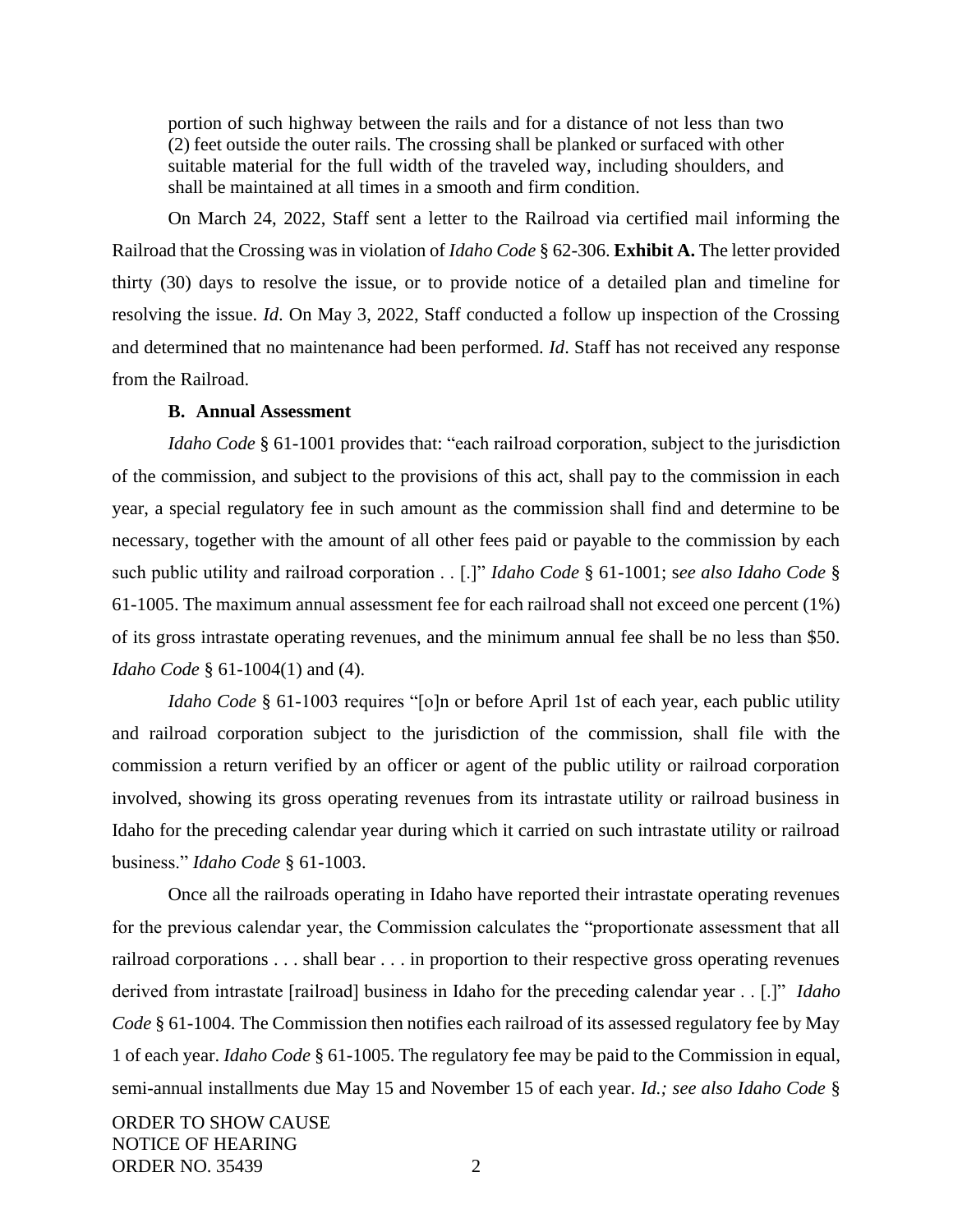portion of such highway between the rails and for a distance of not less than two (2) feet outside the outer rails. The crossing shall be planked or surfaced with other suitable material for the full width of the traveled way, including shoulders, and shall be maintained at all times in a smooth and firm condition.

On March 24, 2022, Staff sent a letter to the Railroad via certified mail informing the Railroad that the Crossing was in violation of *Idaho Code* § 62-306. **Exhibit A.** The letter provided thirty (30) days to resolve the issue, or to provide notice of a detailed plan and timeline for resolving the issue. *Id*. On May 3, 2022, Staff conducted a follow up inspection of the Crossing and determined that no maintenance had been performed. *Id*. Staff has not received any response from the Railroad.

**B. Annual Assessment**

*Idaho Code* § 61-1001 provides that: "each railroad corporation, subject to the jurisdiction of the commission, and subject to the provisions of this act, shall pay to the commission in each year, a special regulatory fee in such amount as the commission shall find and determine to be necessary, together with the amount of all other fees paid or payable to the commission by each such public utility and railroad corporation . . [.]" *Idaho Code* § 61-1001; *see also Idaho Code* § 61-1005. The maximum annual assessment fee for each railroad shall not exceed one percent (1%) of its gross intrastate operating revenues, and the minimum annual fee shall be no less than $50. *Idaho Code* § 61-1004(1) and (4).

*Idaho Code* § 61-1003 requires "[o]n or before April 1st of each year, each public utility and railroad corporation subject to the jurisdiction of the commission, shall file with the commission a return verified by an officer or agent of the public utility or railroad corporation involved, showing its gross operating revenues from its intrastate utility or railroad business in Idaho for the preceding calendar year during which it carried on such intrastate utility or railroad business." *Idaho Code* § 61-1003.

Once all the railroads operating in Idaho have reported their intrastate operating revenues for the previous calendar year, the Commission calculates the "proportionate assessment that all railroad corporations . . . shall bear . . . in proportion to their respective gross operating revenues derived from intrastate [railroad] business in Idaho for the preceding calendar year . . [.]" *Idaho Code* § 61-1004. The Commission then notifies each railroad of its assessed regulatory fee by May 1 of each year. *Idaho Code* § 61-1005. The regulatory fee may be paid to the Commission in equal, semi-annual installments due May 15 and November 15 of each year. *Id.; see also Idaho Code* §

ORDER TO SHOW CAUSE
NOTICE OF HEARING
ORDER NO. 35439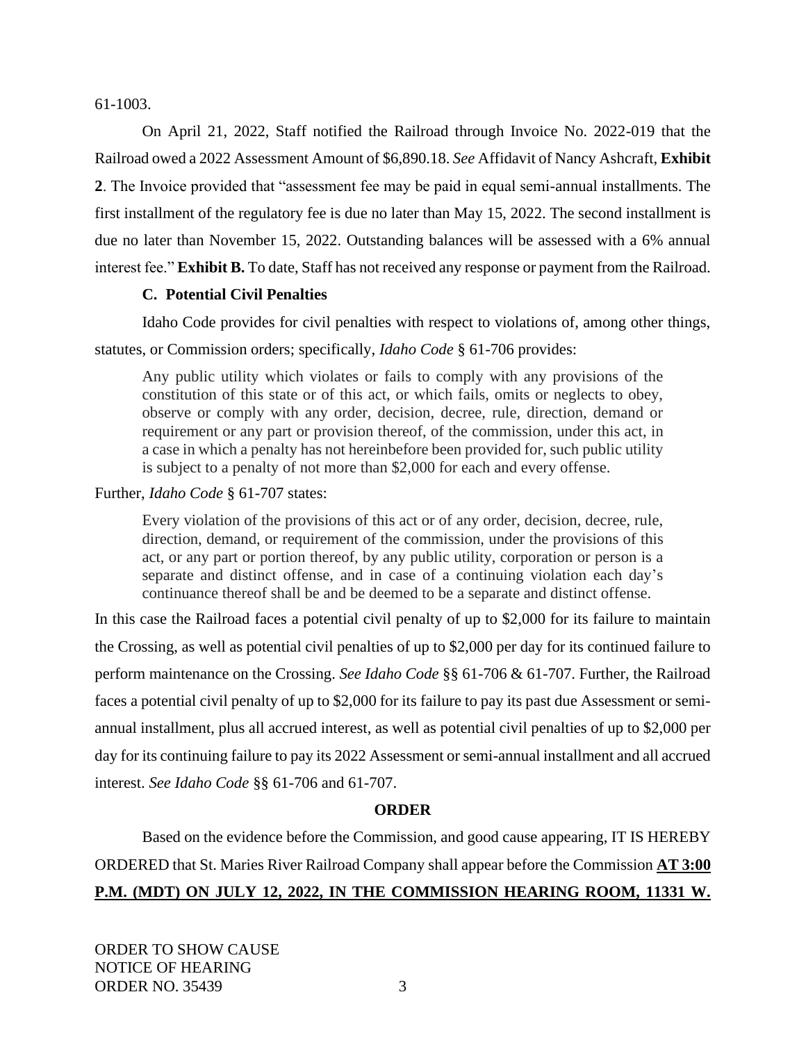61-1003.

On April 21, 2022, Staff notified the Railroad through Invoice No. 2022-019 that the Railroad owed a 2022 Assessment Amount of $6,890.18. *See* Affidavit of Nancy Ashcraft, **Exhibit 2**. The Invoice provided that "assessment fee may be paid in equal semi-annual installments. The first installment of the regulatory fee is due no later than May 15, 2022. The second installment is due no later than November 15, 2022. Outstanding balances will be assessed with a 6% annual interest fee." **Exhibit B.** To date, Staff has not received any response or payment from the Railroad.

### C. Potential Civil Penalties

Idaho Code provides for civil penalties with respect to violations of, among other things, statutes, or Commission orders; specifically, *Idaho Code* § 61-706 provides:

> Any public utility which violates or fails to comply with any provisions of the constitution of this state or of this act, or which fails, omits or neglects to obey, observe or comply with any order, decision, decree, rule, direction, demand or requirement or any part or provision thereof, of the commission, under this act, in a case in which a penalty has not hereinbefore been provided for, such public utility is subject to a penalty of not more than $2,000 for each and every offense.

Further, *Idaho Code* § 61-707 states:

> Every violation of the provisions of this act or of any order, decision, decree, rule, direction, demand, or requirement of the commission, under the provisions of this act, or any part or portion thereof, by any public utility, corporation or person is a separate and distinct offense, and in case of a continuing violation each day's continuance thereof shall be and be deemed to be a separate and distinct offense.

In this case the Railroad faces a potential civil penalty of up to $2,000 for its failure to maintain the Crossing, as well as potential civil penalties of up to $2,000 per day for its continued failure to perform maintenance on the Crossing. *See Idaho Code* §§ 61-706 & 61-707. Further, the Railroad faces a potential civil penalty of up to $2,000 for its failure to pay its past due Assessment or semi-annual installment, plus all accrued interest, as well as potential civil penalties of up to $2,000 per day for its continuing failure to pay its 2022 Assessment or semi-annual installment and all accrued interest. *See Idaho Code* §§ 61-706 and 61-707.

## ORDER

Based on the evidence before the Commission, and good cause appearing, IT IS HEREBY ORDERED that St. Maries River Railroad Company shall appear before the Commission **AT 3:00 P.M. (MDT) ON JULY 12, 2022, IN THE COMMISSION HEARING ROOM, 11331 W.**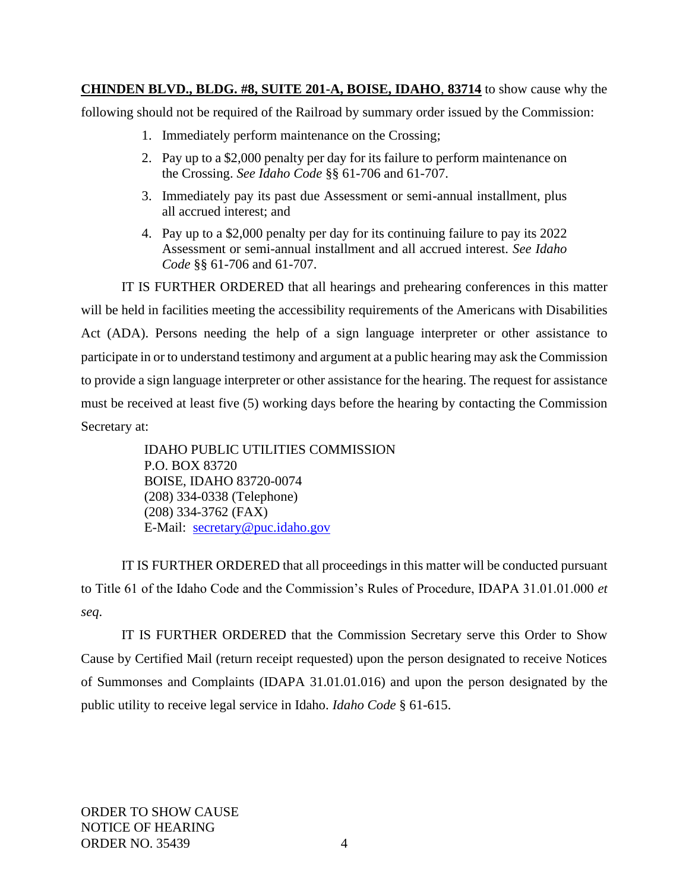**CHINDEN BLVD., BLDG. #8, SUITE 201-A, BOISE, IDAHO, 83714** to show cause why the following should not be required of the Railroad by summary order issued by the Commission:

1. Immediately perform maintenance on the Crossing;
2. Pay up to a $2,000 penalty per day for its failure to perform maintenance on the Crossing. *See Idaho Code* §§ 61-706 and 61-707.
3. Immediately pay its past due Assessment or semi-annual installment, plus all accrued interest; and
4. Pay up to a $2,000 penalty per day for its continuing failure to pay its 2022 Assessment or semi-annual installment and all accrued interest. *See Idaho Code* §§ 61-706 and 61-707.

IT IS FURTHER ORDERED that all hearings and prehearing conferences in this matter will be held in facilities meeting the accessibility requirements of the Americans with Disabilities Act (ADA). Persons needing the help of a sign language interpreter or other assistance to participate in or to understand testimony and argument at a public hearing may ask the Commission to provide a sign language interpreter or other assistance for the hearing. The request for assistance must be received at least five (5) working days before the hearing by contacting the Commission Secretary at:

IDAHO PUBLIC UTILITIES COMMISSION
P.O. BOX 83720
BOISE, IDAHO 83720-0074
(208) 334-0338 (Telephone)
(208) 334-3762 (FAX)
E-Mail: secretary@puc.idaho.gov

IT IS FURTHER ORDERED that all proceedings in this matter will be conducted pursuant to Title 61 of the Idaho Code and the Commission's Rules of Procedure, IDAPA 31.01.01.000 *et seq*.

IT IS FURTHER ORDERED that the Commission Secretary serve this Order to Show Cause by Certified Mail (return receipt requested) upon the person designated to receive Notices of Summonses and Complaints (IDAPA 31.01.01.016) and upon the person designated by the public utility to receive legal service in Idaho. *Idaho Code* § 61-615.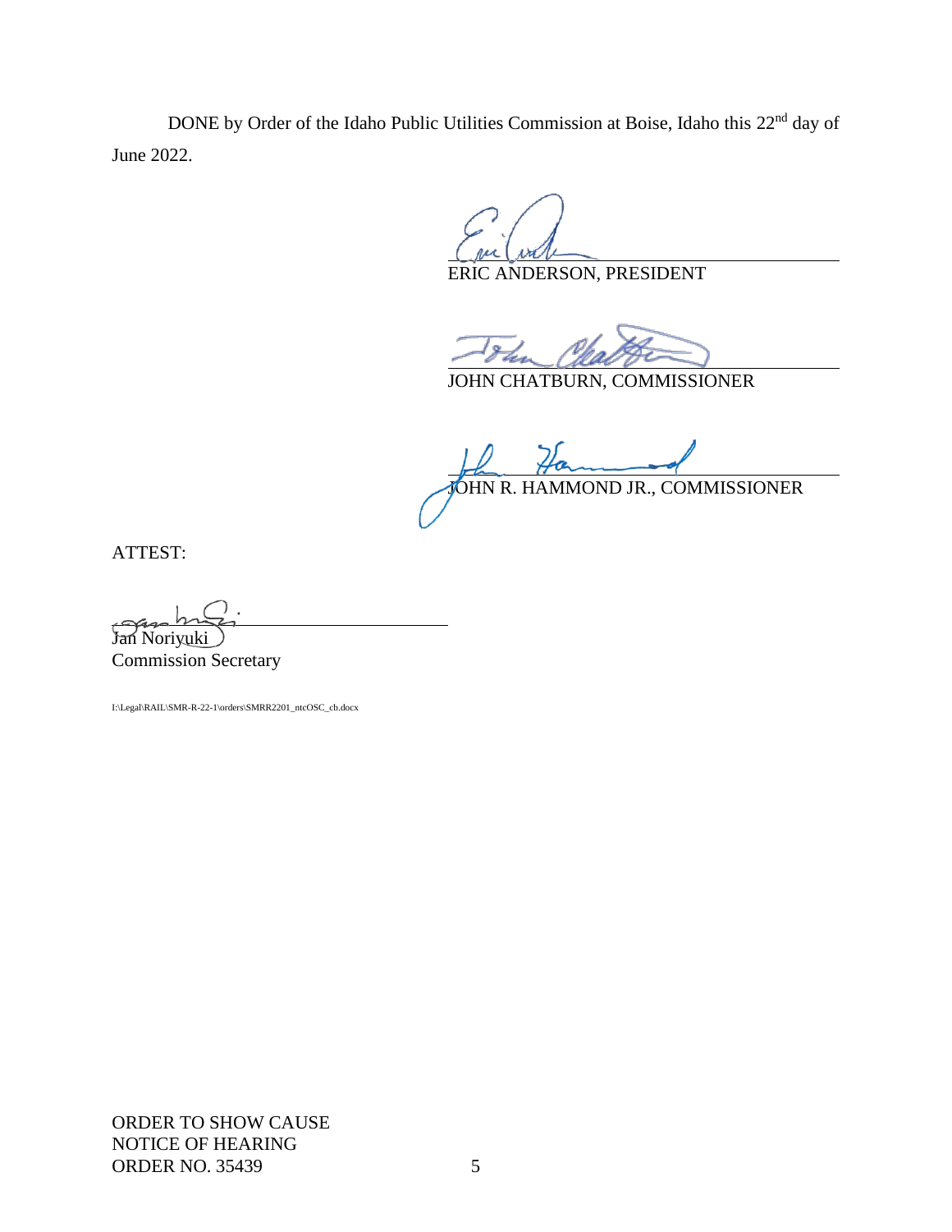DONE by Order of the Idaho Public Utilities Commission at Boise, Idaho this 22nd day of June 2022.

ERIC ANDERSON, PRESIDENT

JOHN CHATBURN, COMMISSIONER

JOHN R. HAMMOND JR., COMMISSIONER

ATTEST:

Jan Noriyuki
Commission Secretary

I:\Legal\RAIL\SMR-R-22-1\orders\SMRR2201_ntcOSC_cb.docx

ORDER TO SHOW CAUSE
NOTICE OF HEARING
ORDER NO. 35439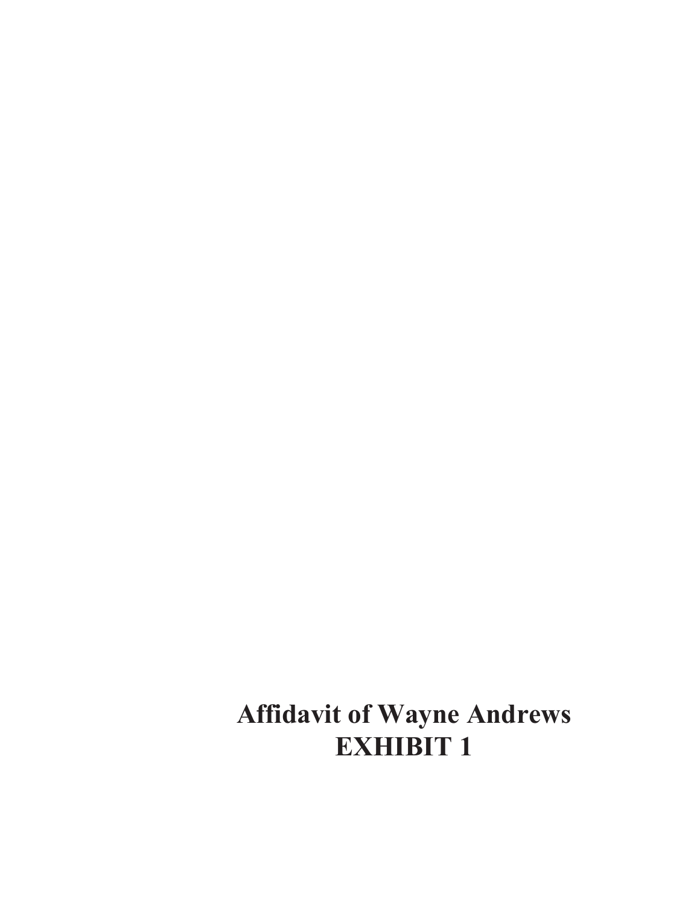**Affidavit of Wayne Andrews**
**EXHIBIT 1**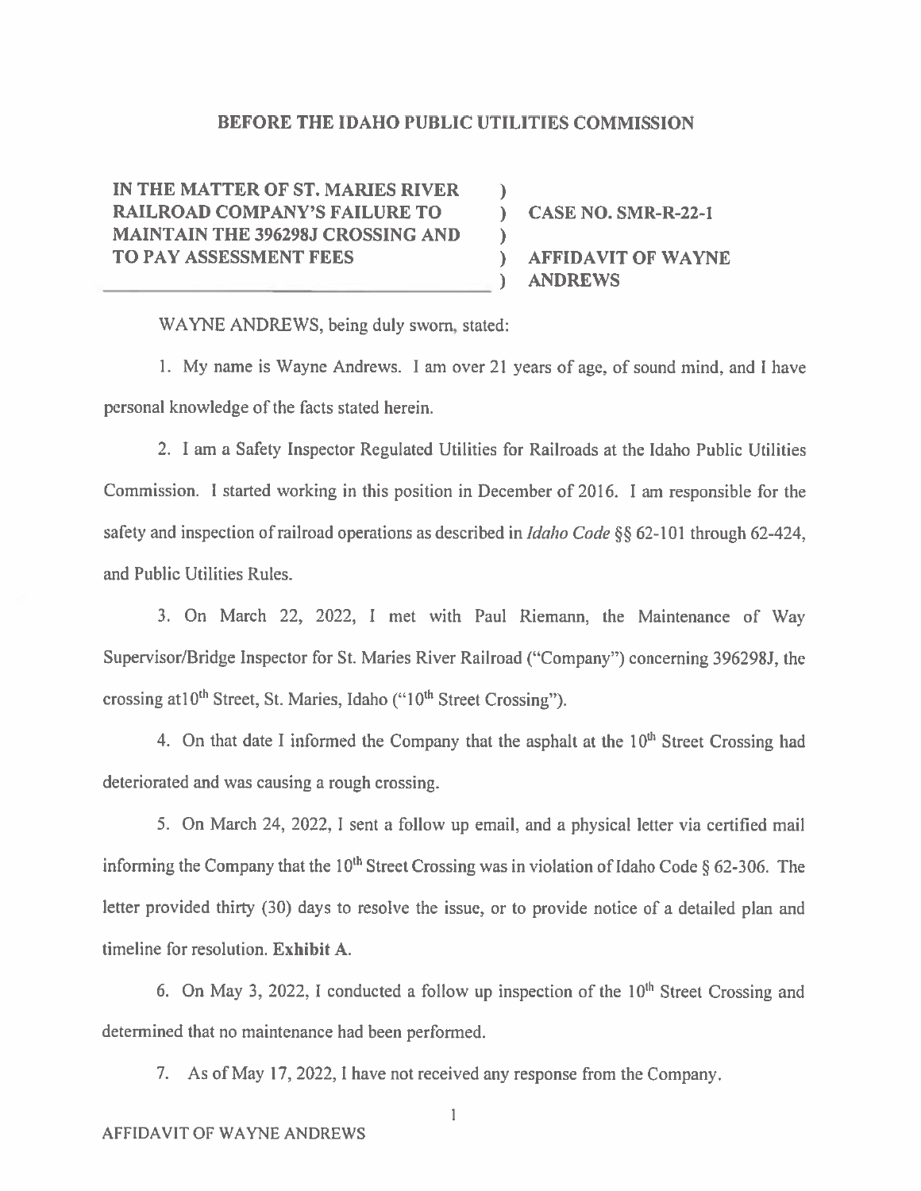## BEFORE THE IDAHO PUBLIC UTILITIES COMMISSION

| | |
|---|---|
| **IN THE MATTER OF ST. MARIES RIVER RAILROAD COMPANY'S FAILURE TO MAINTAIN THE 396298J CROSSING AND TO PAY ASSESSMENT FEES** | **CASE NO. SMR-R-22-1**<br><br>**AFFIDAVIT OF WAYNE ANDREWS** |

WAYNE ANDREWS, being duly sworn, stated:

1. My name is Wayne Andrews. I am over 21 years of age, of sound mind, and I have personal knowledge of the facts stated herein.

2. I am a Safety Inspector Regulated Utilities for Railroads at the Idaho Public Utilities Commission. I started working in this position in December of 2016. I am responsible for the safety and inspection of railroad operations as described in *Idaho Code* §§ 62-101 through 62-424, and Public Utilities Rules.

3. On March 22, 2022, I met with Paul Riemann, the Maintenance of Way Supervisor/Bridge Inspector for St. Maries River Railroad ("Company") concerning 396298J, the crossing at10th Street, St. Maries, Idaho ("10th Street Crossing").

4. On that date I informed the Company that the asphalt at the 10th Street Crossing had deteriorated and was causing a rough crossing.

5. On March 24, 2022, I sent a follow up email, and a physical letter via certified mail informing the Company that the 10th Street Crossing was in violation of Idaho Code § 62-306. The letter provided thirty (30) days to resolve the issue, or to provide notice of a detailed plan and timeline for resolution. **Exhibit A.**

6. On May 3, 2022, I conducted a follow up inspection of the 10th Street Crossing and determined that no maintenance had been performed.

7. As of May 17, 2022, I have not received any response from the Company.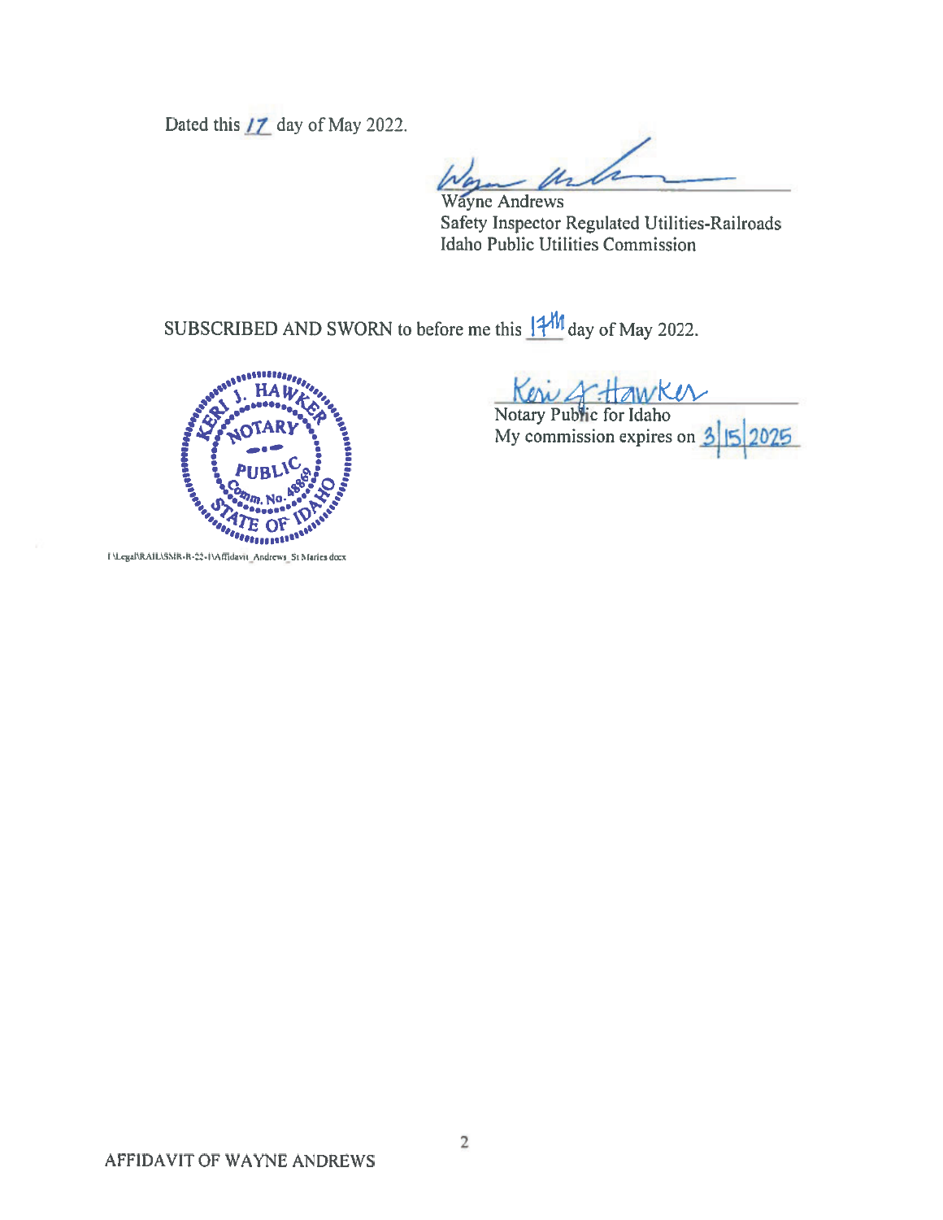Dated this 17 day of May 2022.

Wayne Andrews
Safety Inspector Regulated Utilities-Railroads
Idaho Public Utilities Commission

SUBSCRIBED AND SWORN to before me this 17th day of May 2022.

KERI J. HAWKER
NOTARY PUBLIC
Comm. No. 48869
STATE OF IDAHO

Notary Public for Idaho
My commission expires on 3|15|2025

I:\Legal\RAIL\SMR-R-22-1\Affidavit_Andrews_St Maries.docx

AFFIDAVIT OF WAYNE ANDREWS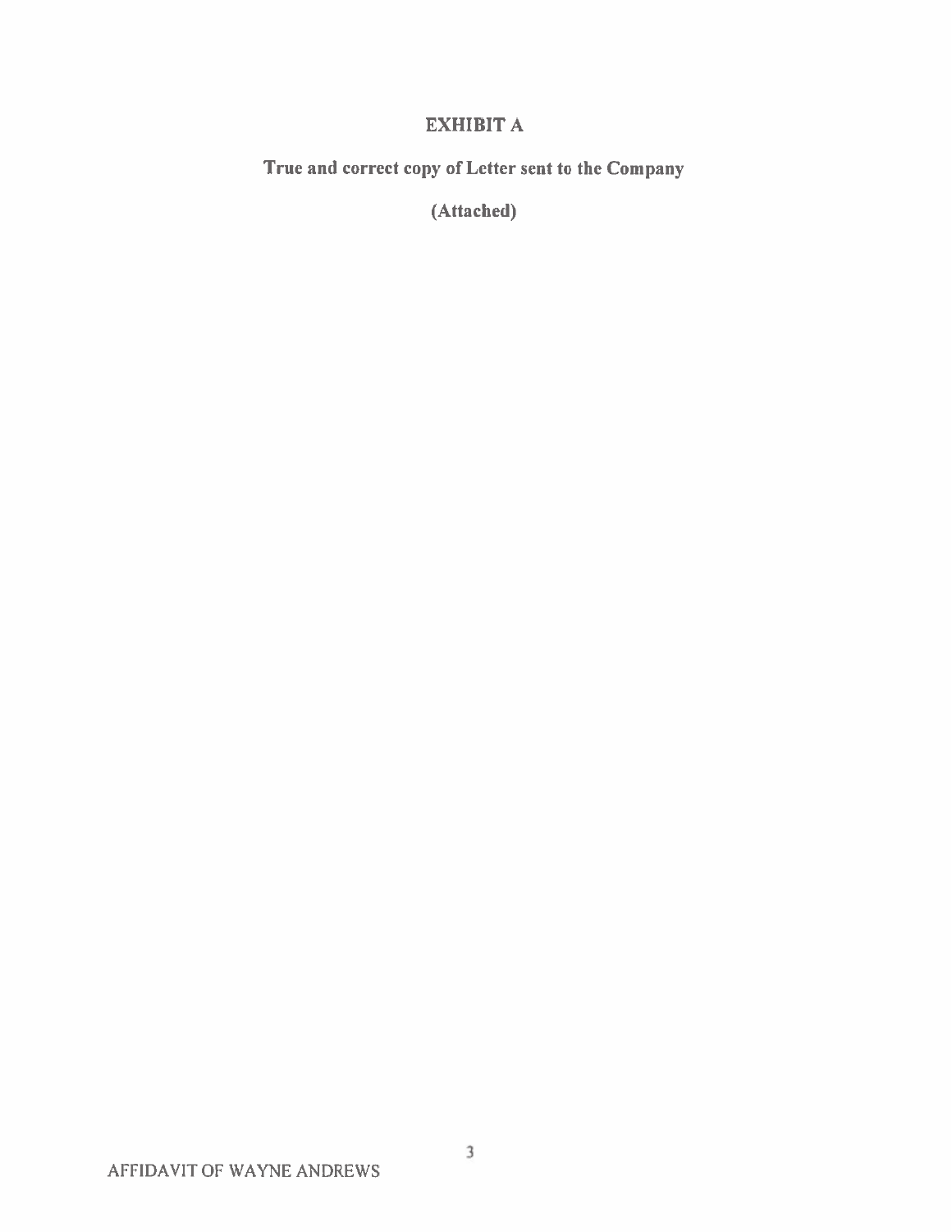# EXHIBIT A

**True and correct copy of Letter sent to the Company**

**(Attached)**

AFFIDAVIT OF WAYNE ANDREWS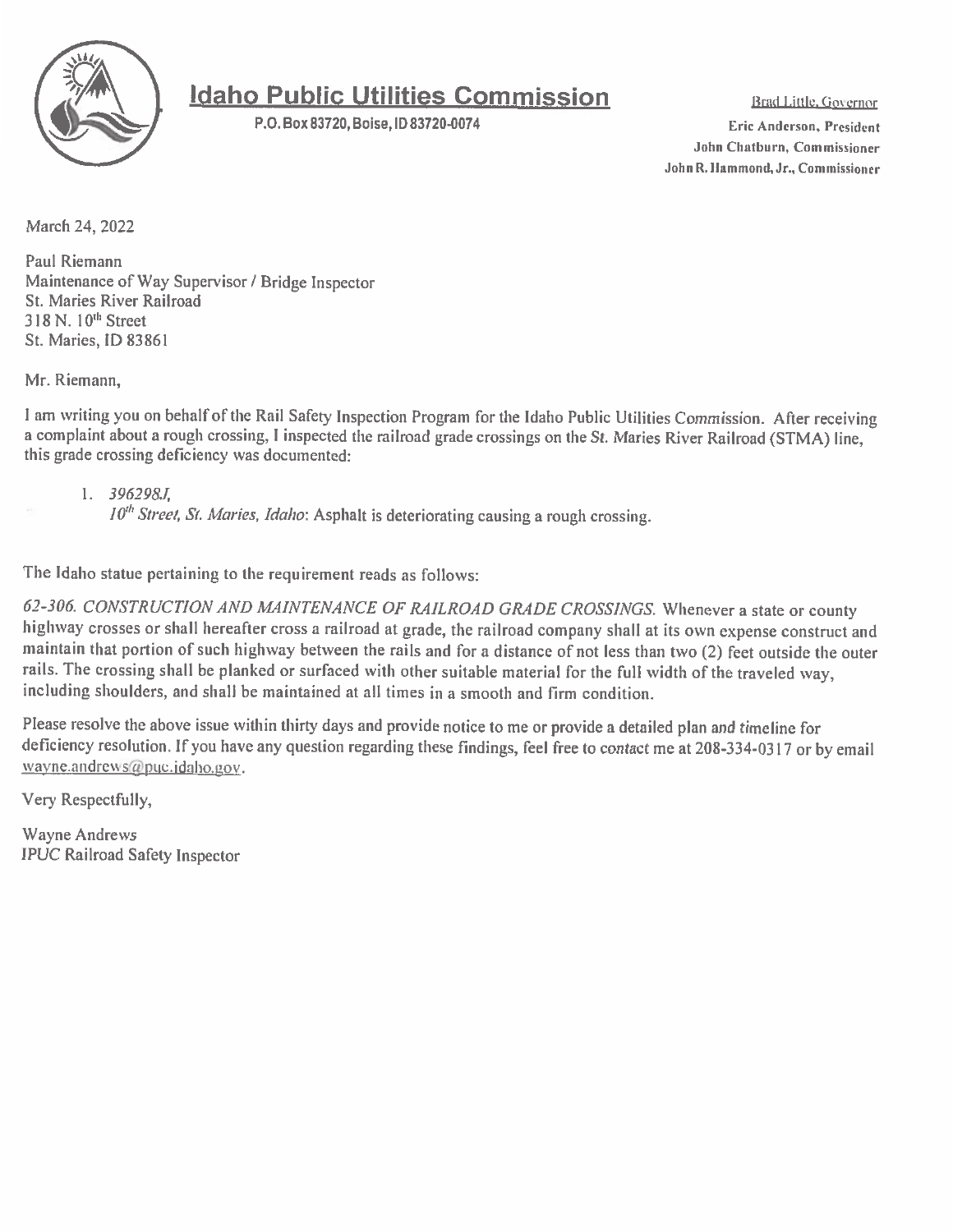# Idaho Public Utilities Commission

P.O. Box 83720, Boise, ID 83720-0074

Brad Little, Governor
Eric Anderson, President
John Chatburn, Commissioner
John R. Hammond, Jr., Commissioner

March 24, 2022

Paul Riemann
Maintenance of Way Supervisor / Bridge Inspector
St. Maries River Railroad
318 N. 10th Street
St. Maries, ID 83861

Mr. Riemann,

I am writing you on behalf of the Rail Safety Inspection Program for the Idaho Public Utilities Commission. After receiving a complaint about a rough crossing, I inspected the railroad grade crossings on the *St. Maries River Railroad* (STMA) line, this grade crossing deficiency was documented:

1. *396298J,*
   *10th Street, St. Maries, Idaho*: Asphalt is deteriorating causing a rough crossing.

The Idaho statue pertaining to the requirement reads as follows:

*62-306. CONSTRUCTION AND MAINTENANCE OF RAILROAD GRADE CROSSINGS.* Whenever a state or county highway crosses or shall hereafter cross a railroad at grade, the railroad company shall at its own expense construct and maintain that portion of such highway between the rails and for a distance of not less than two (2) feet outside the outer rails. The crossing shall be planked or surfaced with other suitable material for the full width of the traveled way, including shoulders, and shall be maintained at all times in a smooth and firm condition.

Please resolve the above issue within thirty days and provide notice to me or provide a detailed plan and timeline for deficiency resolution. If you have any question regarding these findings, feel free to contact me at 208-334-0317 or by email wayne.andrews@puc.idaho.gov.

Very Respectfully,

Wayne Andrews
IPUC Railroad Safety Inspector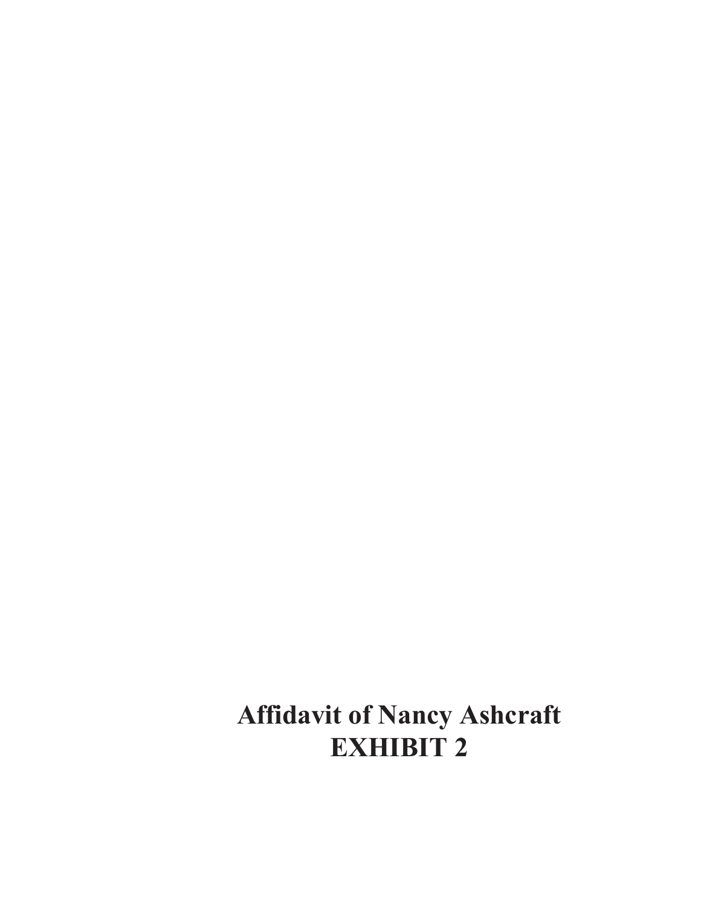**Affidavit of Nancy Ashcraft**
**EXHIBIT 2**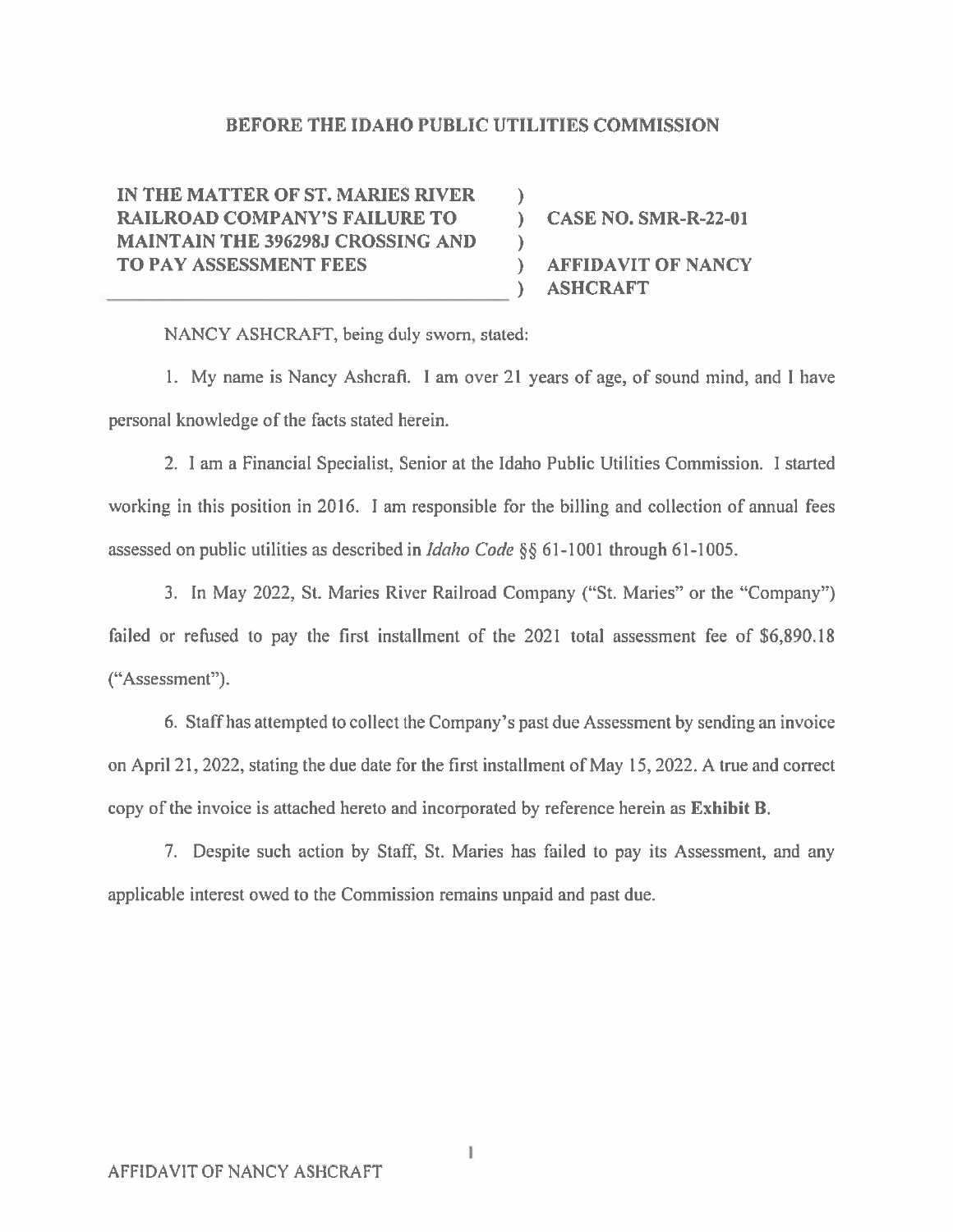**BEFORE THE IDAHO PUBLIC UTILITIES COMMISSION**

| | | |
|---|---|---|
| **IN THE MATTER OF ST. MARIES RIVER RAILROAD COMPANY'S FAILURE TO MAINTAIN THE 396298J CROSSING AND TO PAY ASSESSMENT FEES** | ) | **CASE NO. SMR-R-22-01** |
| | ) | **AFFIDAVIT OF NANCY ASHCRAFT** |

NANCY ASHCRAFT, being duly sworn, stated:

1. My name is Nancy Ashcraft. I am over 21 years of age, of sound mind, and I have personal knowledge of the facts stated herein.

2. I am a Financial Specialist, Senior at the Idaho Public Utilities Commission. I started working in this position in 2016. I am responsible for the billing and collection of annual fees assessed on public utilities as described in *Idaho Code* §§ 61-1001 through 61-1005.

3. In May 2022, St. Maries River Railroad Company ("St. Maries" or the "Company") failed or refused to pay the first installment of the 2021 total assessment fee of $6,890.18 ("Assessment").

6. Staff has attempted to collect the Company's past due Assessment by sending an invoice on April 21, 2022, stating the due date for the first installment of May 15, 2022. A true and correct copy of the invoice is attached hereto and incorporated by reference herein as **Exhibit B**.

7. Despite such action by Staff, St. Maries has failed to pay its Assessment, and any applicable interest owed to the Commission remains unpaid and past due.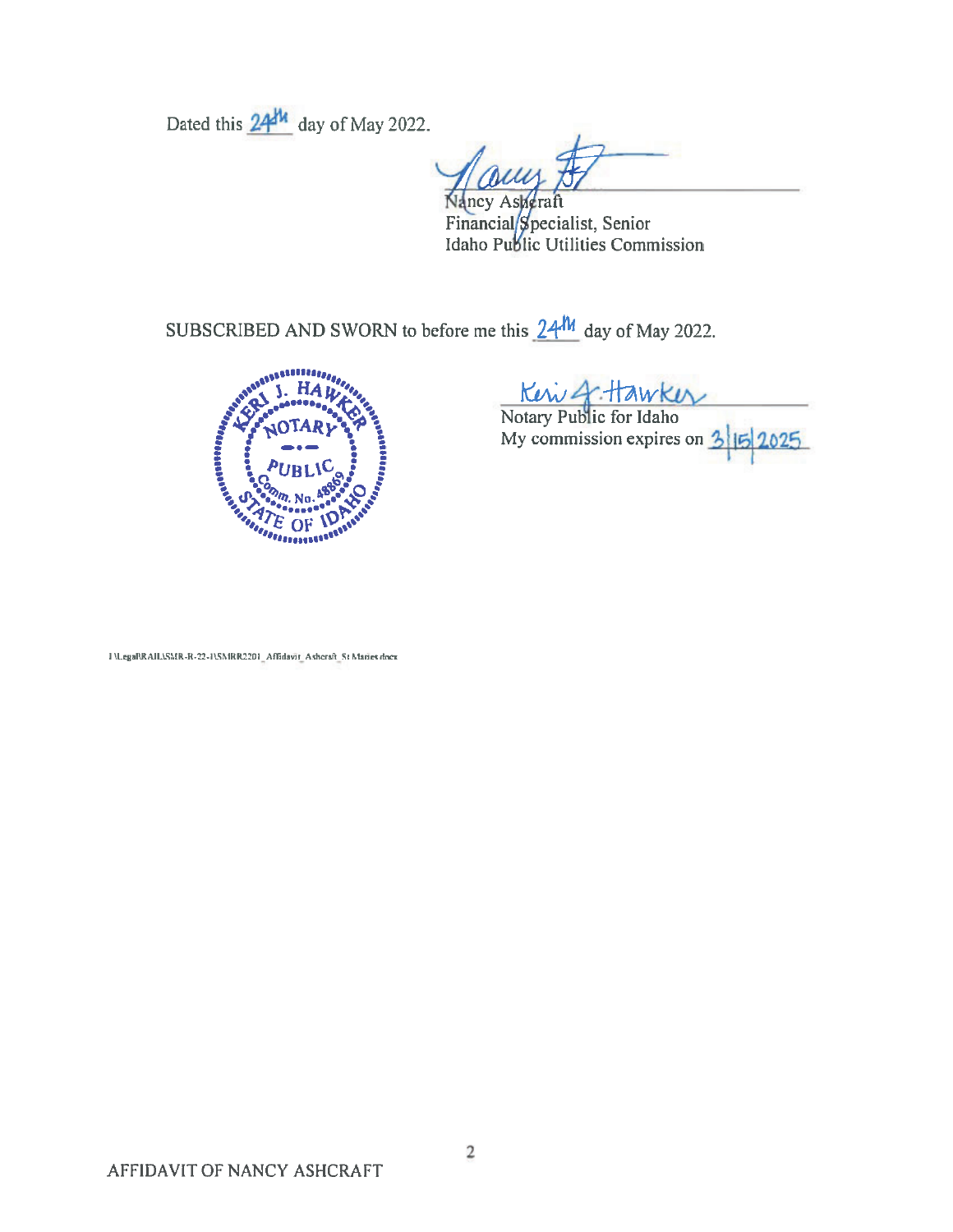Dated this 24th day of May 2022.

Nancy Ashcraft
Financial Specialist, Senior
Idaho Public Utilities Commission

SUBSCRIBED AND SWORN to before me this 24th day of May 2022.

KERI J. HAWKER
NOTARY PUBLIC
Comm. No. 48869
STATE OF IDAHO

Keri J. Hawker
Notary Public for Idaho
My commission expires on 3/15/2025

I:\Legal\RAIL\SMR-R-22-1\SMRR2201_Affidavit_Ashcraft_St Maries.docx

AFFIDAVIT OF NANCY ASHCRAFT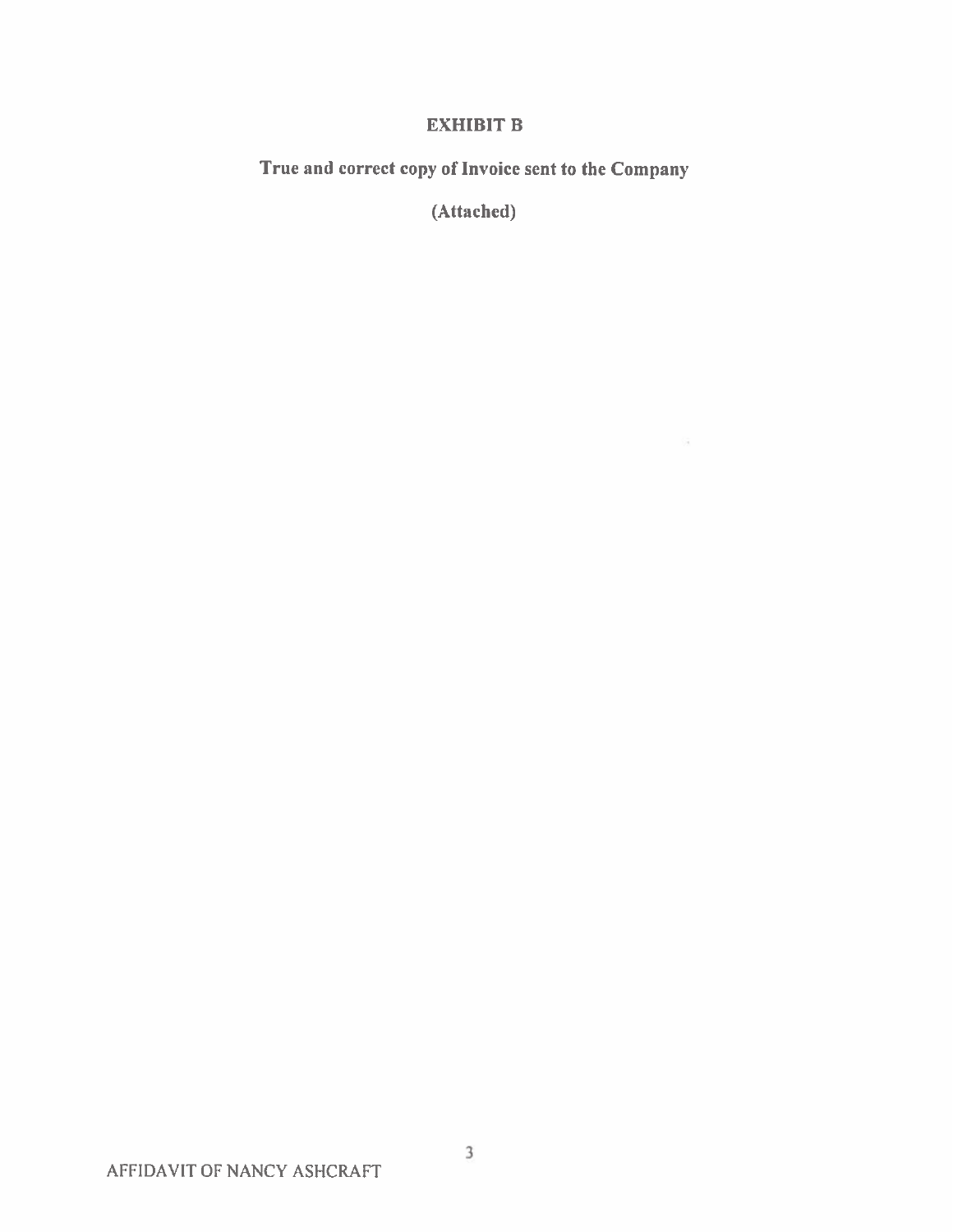# EXHIBIT B

**True and correct copy of Invoice sent to the Company**

**(Attached)**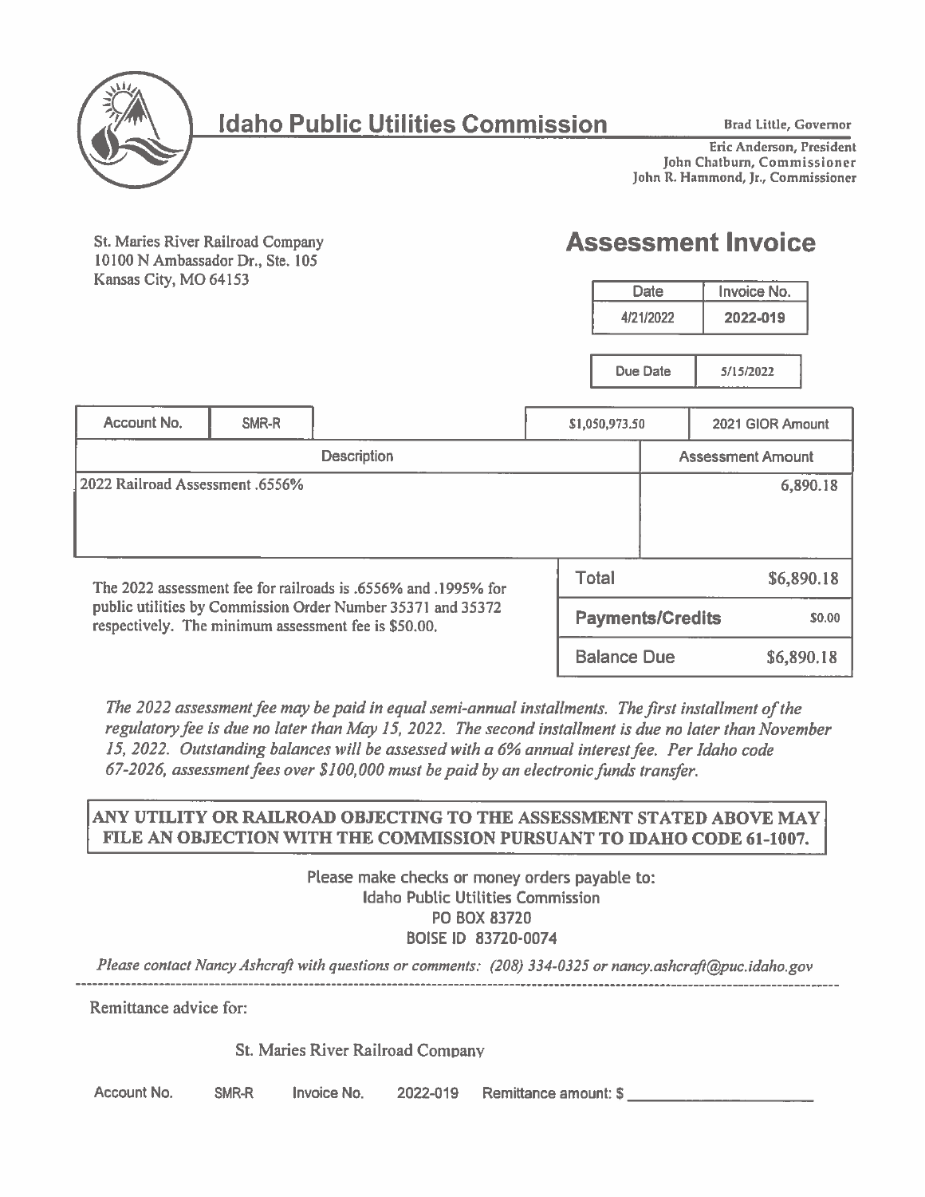# Idaho Public Utilities Commission

Brad Little, Governor

Eric Anderson, President
John Chatburn, Commissioner
John R. Hammond, Jr., Commissioner

St. Maries River Railroad Company
10100 N Ambassador Dr., Ste. 105
Kansas City, MO 64153

## Assessment Invoice

| Date | Invoice No. |
|---|---|
| 4/21/2022 | 2022-019 |

| Due Date | 5/15/2022 |
|---|---|

| Account No. | SMR-R | | $1,050,973.50 | 2021 GIOR Amount |
|---|---|---|---|---|

| Description | Assessment Amount |
|---|---|
| 2022 Railroad Assessment .6556% | 6,890.18 |

The 2022 assessment fee for railroads is .6556% and .1995% for public utilities by Commission Order Number 35371 and 35372 respectively. The minimum assessment fee is $50.00.

| | |
|---|---|
| Total | $6,890.18 |
| Payments/Credits | $0.00 |
| Balance Due | $6,890.18 |

*The 2022 assessment fee may be paid in equal semi-annual installments. The first installment of the regulatory fee is due no later than May 15, 2022. The second installment is due no later than November 15, 2022. Outstanding balances will be assessed with a 6% annual interest fee. Per Idaho code 67-2026, assessment fees over $100,000 must be paid by an electronic funds transfer.*

**ANY UTILITY OR RAILROAD OBJECTING TO THE ASSESSMENT STATED ABOVE MAY FILE AN OBJECTION WITH THE COMMISSION PURSUANT TO IDAHO CODE 61-1007.**

Please make checks or money orders payable to:
Idaho Public Utilities Commission
PO BOX 83720
BOISE ID 83720-0074

*Please contact Nancy Ashcraft with questions or comments: (208) 334-0325 or nancy.ashcraft@puc.idaho.gov*

---

Remittance advice for:

St. Maries River Railroad Company

Account No. SMR-R Invoice No. 2022-019 Remittance amount: $ ____________________